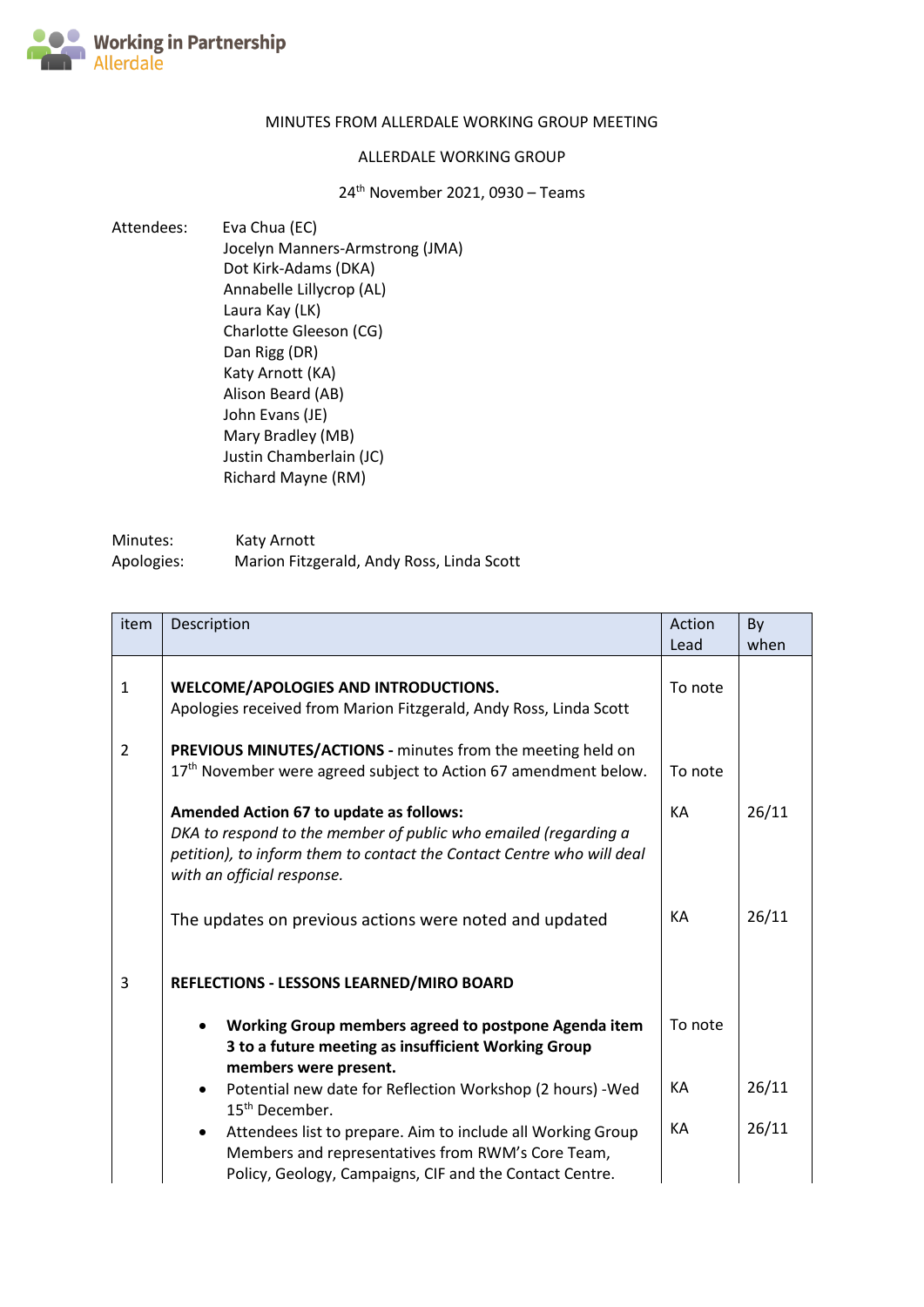Working in Partnership Allerdale

MINUTES FROM ALLERDALE WORKING GROUP MEETING

ALLERDALE WORKING GROUP

24th November 2021, 0930 – Teams

Attendees:
Eva Chua (EC)
Jocelyn Manners-Armstrong (JMA)
Dot Kirk-Adams (DKA)
Annabelle Lillycrop (AL)
Laura Kay (LK)
Charlotte Gleeson (CG)
Dan Rigg (DR)
Katy Arnott (KA)
Alison Beard (AB)
John Evans (JE)
Mary Bradley (MB)
Justin Chamberlain (JC)
Richard Mayne (RM)

Minutes: Katy Arnott
Apologies: Marion Fitzgerald, Andy Ross, Linda Scott

| item | Description | Action Lead | By when |
|---|---|---|---|
| 1 | **WELCOME/APOLOGIES AND INTRODUCTIONS.** Apologies received from Marion Fitzgerald, Andy Ross, Linda Scott | To note | |
| 2 | **PREVIOUS MINUTES/ACTIONS -** minutes from the meeting held on 17th November were agreed subject to Action 67 amendment below. | To note | |
| | **Amended Action 67 to update as follows:** *DKA to respond to the member of public who emailed (regarding a petition), to inform them to contact the Contact Centre who will deal with an official response.* | KA | 26/11 |
| | The updates on previous actions were noted and updated | KA | 26/11 |
| 3 | **REFLECTIONS - LESSONS LEARNED/MIRO BOARD** | | |
| | • **Working Group members agreed to postpone Agenda item 3 to a future meeting as insufficient Working Group members were present.** | To note | |
| | • Potential new date for Reflection Workshop (2 hours) -Wed 15th December. | KA | 26/11 |
| | • Attendees list to prepare. Aim to include all Working Group Members and representatives from RWM's Core Team, Policy, Geology, Campaigns, CIF and the Contact Centre. | KA | 26/11 |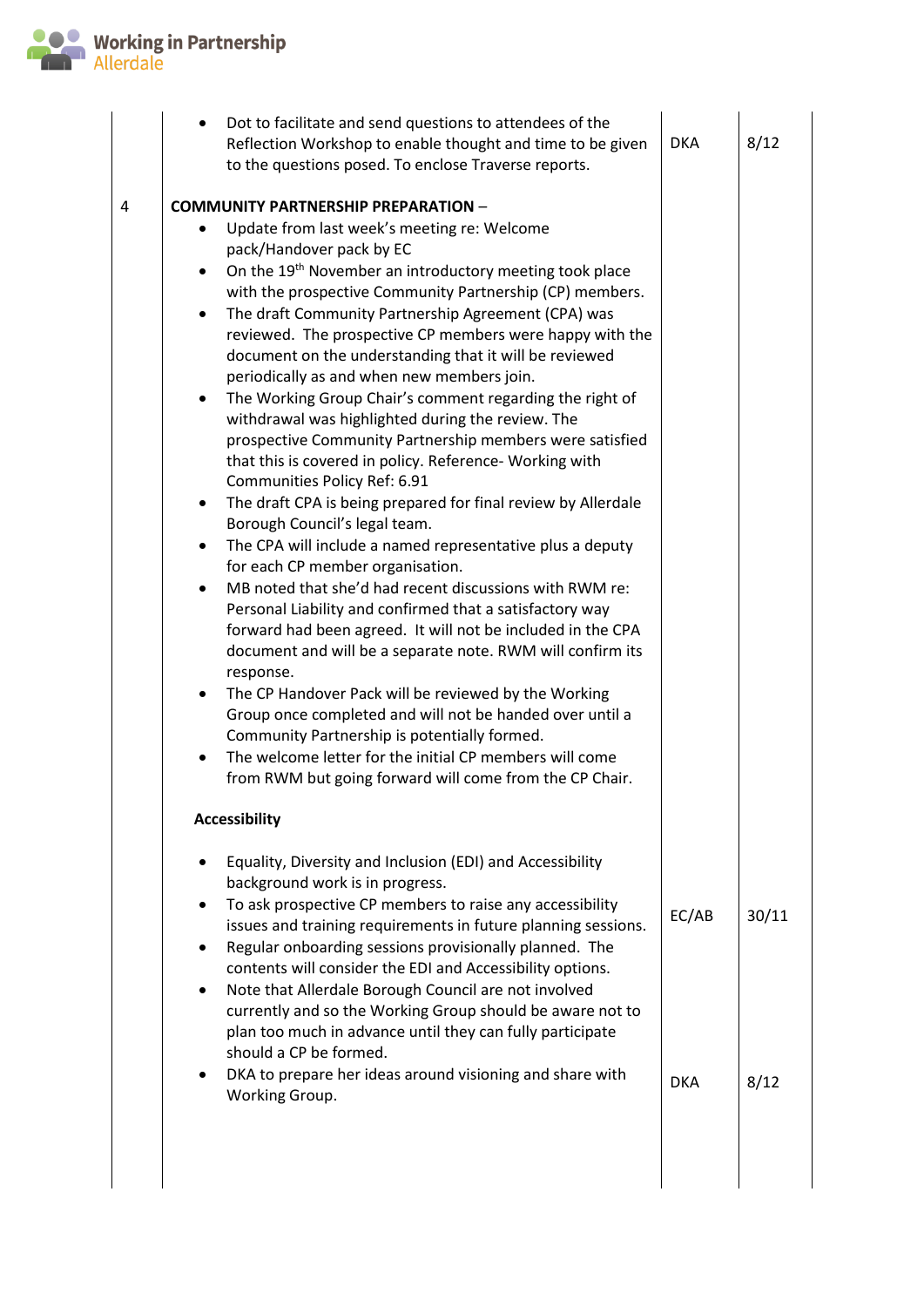| | | | |
|---|---|---|---|
| | • Dot to facilitate and send questions to attendees of the Reflection Workshop to enable thought and time to be given to the questions posed. To enclose Traverse reports. | DKA | 8/12 |
| 4 | **COMMUNITY PARTNERSHIP PREPARATION** –<br>• Update from last week's meeting re: Welcome pack/Handover pack by EC<br>• On the 19th November an introductory meeting took place with the prospective Community Partnership (CP) members.<br>• The draft Community Partnership Agreement (CPA) was reviewed. The prospective CP members were happy with the document on the understanding that it will be reviewed periodically as and when new members join.<br>• The Working Group Chair's comment regarding the right of withdrawal was highlighted during the review. The prospective Community Partnership members were satisfied that this is covered in policy. Reference- Working with Communities Policy Ref: 6.91<br>• The draft CPA is being prepared for final review by Allerdale Borough Council's legal team.<br>• The CPA will include a named representative plus a deputy for each CP member organisation.<br>• MB noted that she'd had recent discussions with RWM re: Personal Liability and confirmed that a satisfactory way forward had been agreed. It will not be included in the CPA document and will be a separate note. RWM will confirm its response.<br>• The CP Handover Pack will be reviewed by the Working Group once completed and will not be handed over until a Community Partnership is potentially formed.<br>• The welcome letter for the initial CP members will come from RWM but going forward will come from the CP Chair. | | |
| | **Accessibility**<br>• Equality, Diversity and Inclusion (EDI) and Accessibility background work is in progress.<br>• To ask prospective CP members to raise any accessibility issues and training requirements in future planning sessions. | EC/AB | 30/11 |
| | • Regular onboarding sessions provisionally planned. The contents will consider the EDI and Accessibility options.<br>• Note that Allerdale Borough Council are not involved currently and so the Working Group should be aware not to plan too much in advance until they can fully participate should a CP be formed.<br>• DKA to prepare her ideas around visioning and share with Working Group. | DKA | 8/12 |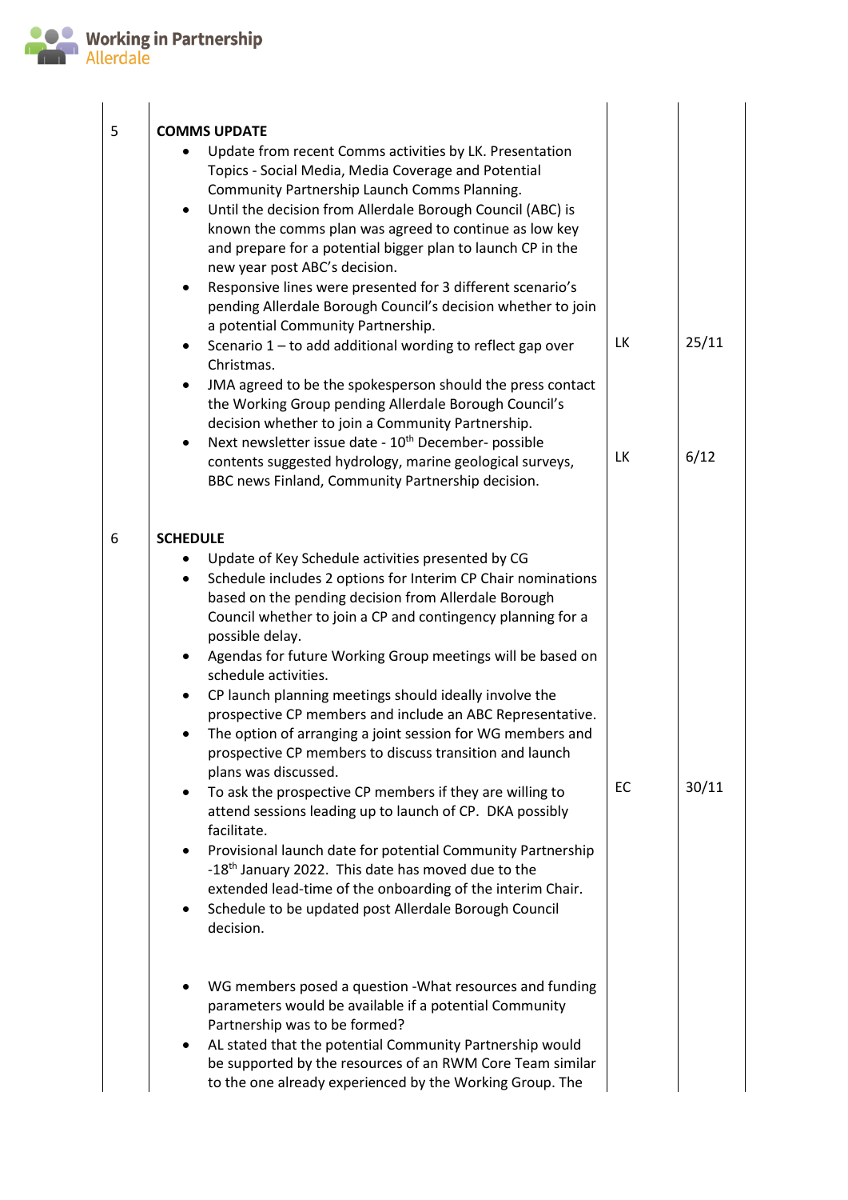| | | | |
|---|---|---|---|
| 5 | **COMMS UPDATE**<br>• Update from recent Comms activities by LK. Presentation Topics - Social Media, Media Coverage and Potential Community Partnership Launch Comms Planning.<br>• Until the decision from Allerdale Borough Council (ABC) is known the comms plan was agreed to continue as low key and prepare for a potential bigger plan to launch CP in the new year post ABC's decision.<br>• Responsive lines were presented for 3 different scenario's pending Allerdale Borough Council's decision whether to join a potential Community Partnership.<br>• Scenario 1 – to add additional wording to reflect gap over Christmas.<br>• JMA agreed to be the spokesperson should the press contact the Working Group pending Allerdale Borough Council's decision whether to join a Community Partnership.<br>• Next newsletter issue date - 10th December- possible contents suggested hydrology, marine geological surveys, BBC news Finland, Community Partnership decision. | LK<br><br>LK | 25/11<br><br>6/12 |
| 6 | **SCHEDULE**<br>• Update of Key Schedule activities presented by CG<br>• Schedule includes 2 options for Interim CP Chair nominations based on the pending decision from Allerdale Borough Council whether to join a CP and contingency planning for a possible delay.<br>• Agendas for future Working Group meetings will be based on schedule activities.<br>• CP launch planning meetings should ideally involve the prospective CP members and include an ABC Representative.<br>• The option of arranging a joint session for WG members and prospective CP members to discuss transition and launch plans was discussed.<br>• To ask the prospective CP members if they are willing to attend sessions leading up to launch of CP. DKA possibly facilitate.<br>• Provisional launch date for potential Community Partnership -18th January 2022. This date has moved due to the extended lead-time of the onboarding of the interim Chair.<br>• Schedule to be updated post Allerdale Borough Council decision.<br><br>• WG members posed a question -What resources and funding parameters would be available if a potential Community Partnership was to be formed?<br>• AL stated that the potential Community Partnership would be supported by the resources of an RWM Core Team similar to the one already experienced by the Working Group. The | EC | 30/11 |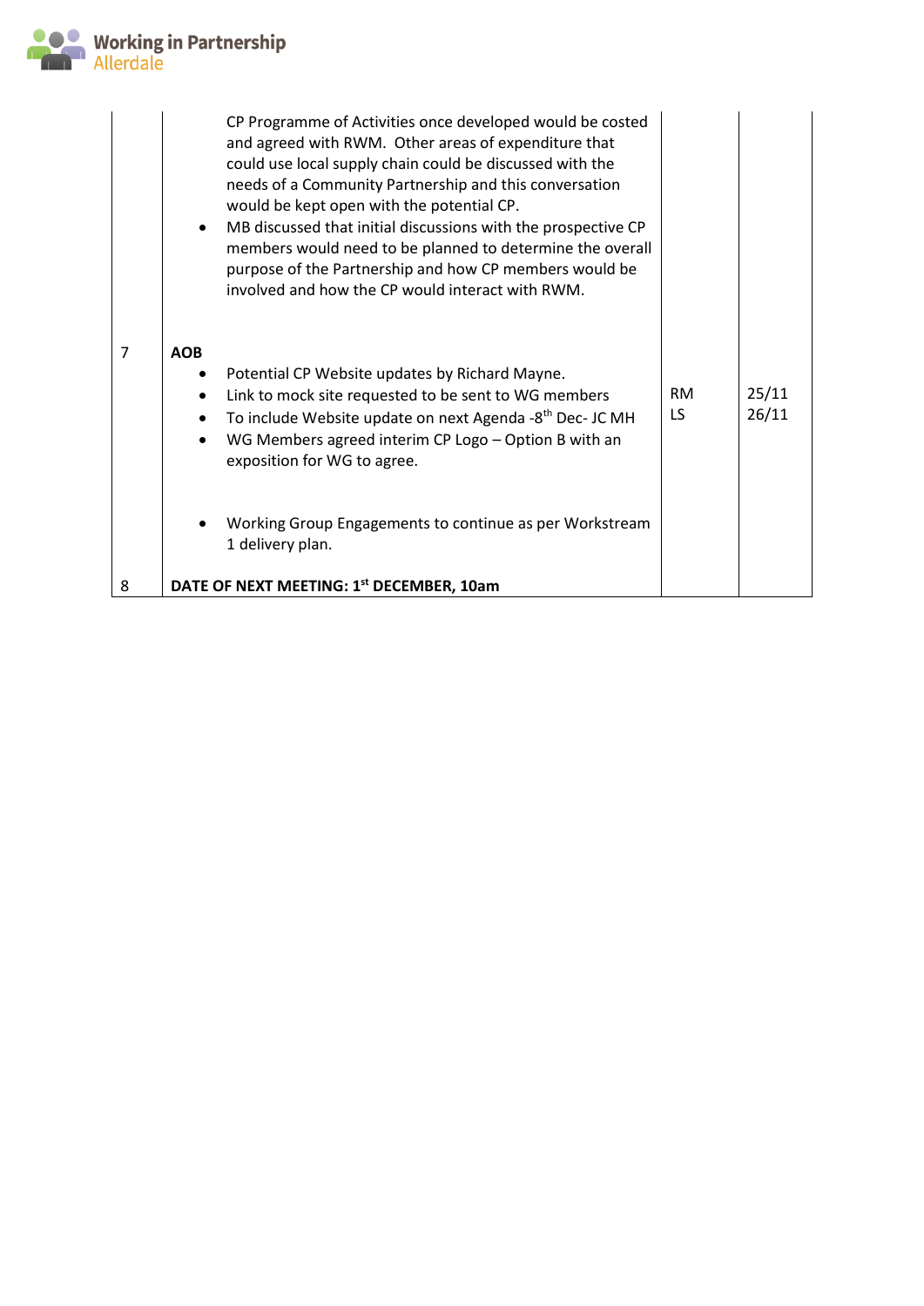| | | | |
|---|---|---|---|
| | CP Programme of Activities once developed would be costed and agreed with RWM. Other areas of expenditure that could use local supply chain could be discussed with the needs of a Community Partnership and this conversation would be kept open with the potential CP.<br>• MB discussed that initial discussions with the prospective CP members would need to be planned to determine the overall purpose of the Partnership and how CP members would be involved and how the CP would interact with RWM. | | |
| 7 | **AOB**<br>• Potential CP Website updates by Richard Mayne.<br>• Link to mock site requested to be sent to WG members<br>• To include Website update on next Agenda -8th Dec- JC MH<br>• WG Members agreed interim CP Logo – Option B with an exposition for WG to agree.<br><br>• Working Group Engagements to continue as per Workstream 1 delivery plan. | RM<br>LS | 25/11<br>26/11 |
| 8 | **DATE OF NEXT MEETING: 1st DECEMBER, 10am** | | |